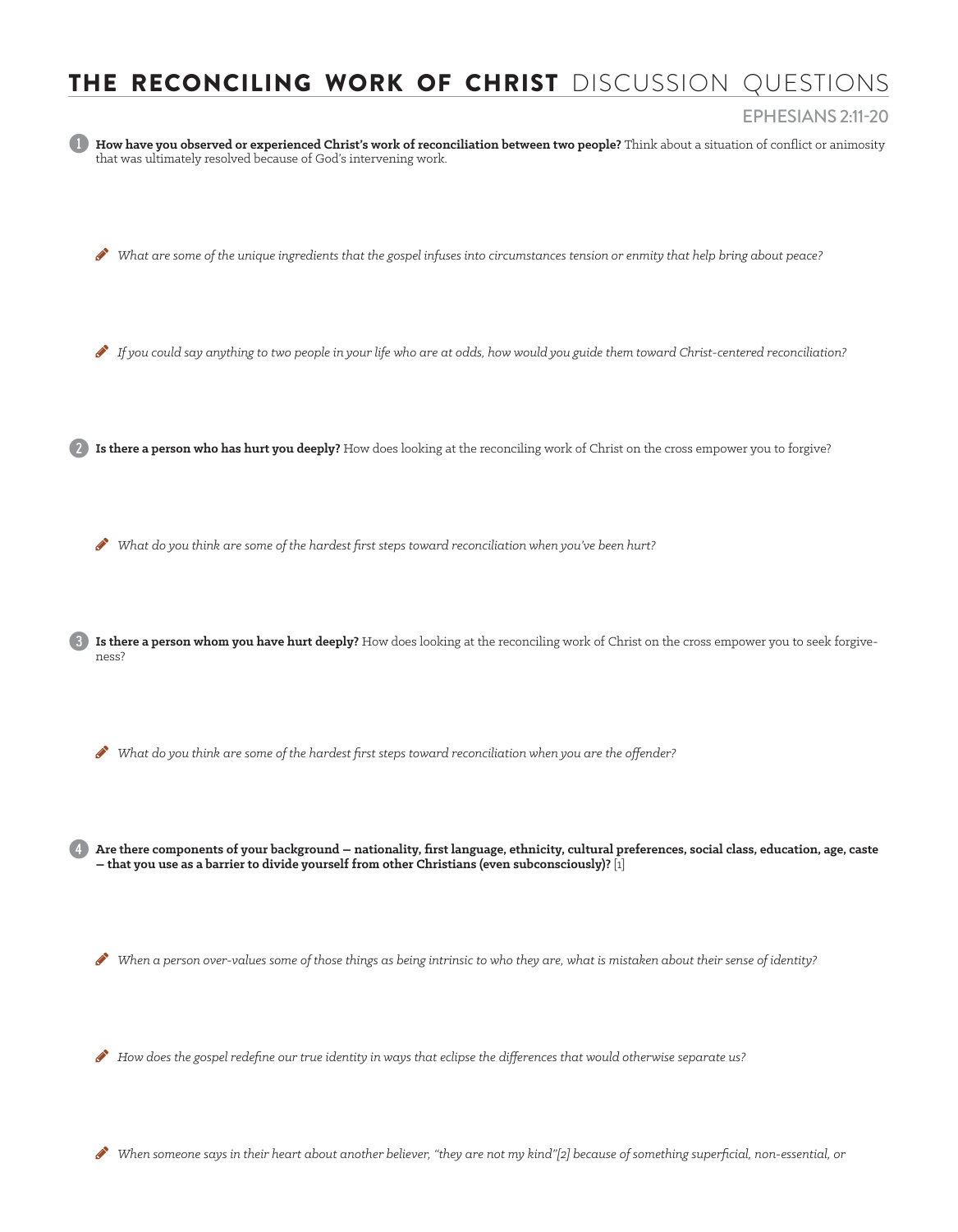# **THE RECONCILING WORK OF CHRIST** DISCUSSION QUESTIONS

EPHESIANS 2:11-20

1. **How have you observed or experienced Christ's work of reconciliation between two people?** Think about a situation of conflict or animosity that was ultimately resolved because of God's intervening work.

   - *What are some of the unique ingredients that the gospel infuses into circumstances tension or enmity that help bring about peace?*

   - *If you could say anything to two people in your life who are at odds, how would you guide them toward Christ-centered reconciliation?*

2. **Is there a person who has hurt you deeply?** How does looking at the reconciling work of Christ on the cross empower you to forgive?

   - *What do you think are some of the hardest first steps toward reconciliation when you've been hurt?*

3. **Is there a person whom you have hurt deeply?** How does looking at the reconciling work of Christ on the cross empower you to seek forgiveness?

   - *What do you think are some of the hardest first steps toward reconciliation when you are the offender?*

4. **Are there components of your background — nationality, first language, ethnicity, cultural preferences, social class, education, age, caste — that you use as a barrier to divide yourself from other Christians (even subconsciously)?** [1]

   - *When a person over-values some of those things as being intrinsic to who they are, what is mistaken about their sense of identity?*

   - *How does the gospel redefine our true identity in ways that eclipse the differences that would otherwise separate us?*

   - *When someone says in their heart about another believer, "they are not my kind"[2] because of something superficial, non-essential, or*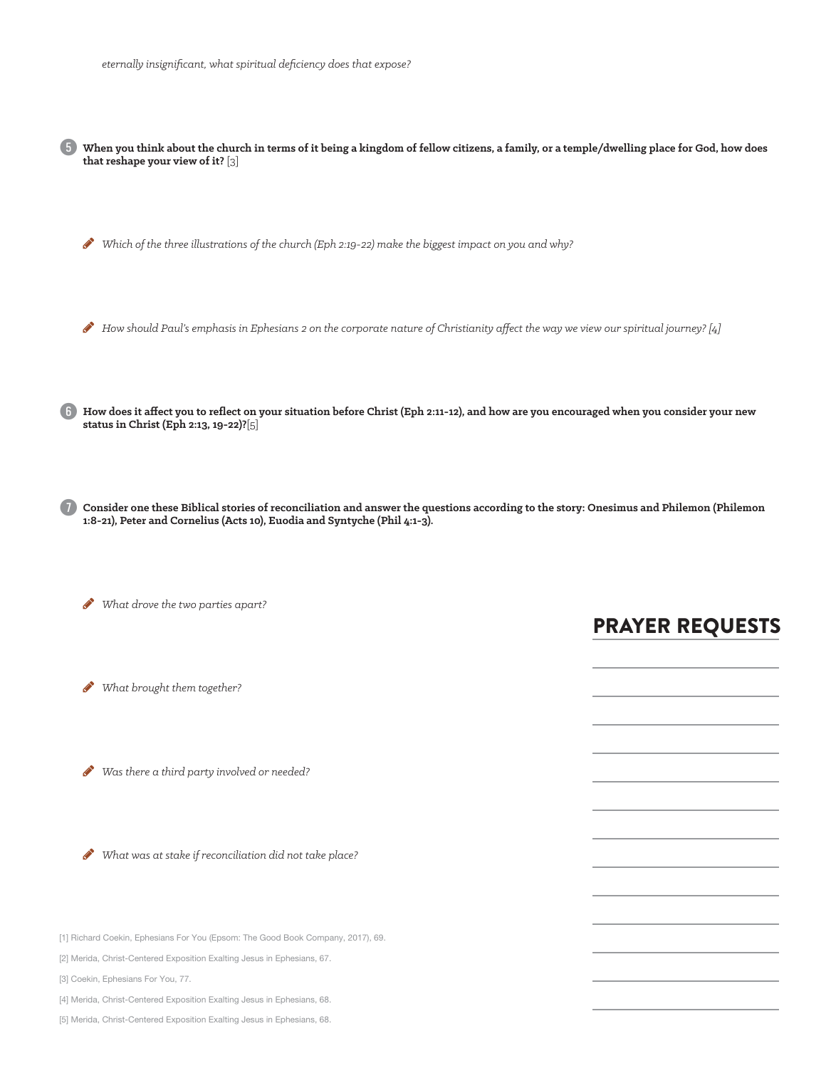*eternally insignificant, what spiritual deficiency does that expose?*

5. **When you think about the church in terms of it being a kingdom of fellow citizens, a family, or a temple/dwelling place for God, how does that reshape your view of it?** [3]

   - *Which of the three illustrations of the church (Eph 2:19-22) make the biggest impact on you and why?*

   - *How should Paul's emphasis in Ephesians 2 on the corporate nature of Christianity affect the way we view our spiritual journey? [4]*

6. **How does it affect you to reflect on your situation before Christ (Eph 2:11-12), and how are you encouraged when you consider your new status in Christ (Eph 2:13, 19-22)?**[5]

7. **Consider one these Biblical stories of reconciliation and answer the questions according to the story: Onesimus and Philemon (Philemon 1:8-21), Peter and Cornelius (Acts 10), Euodia and Syntyche (Phil 4:1-3).**

   - *What drove the two parties apart?*

   - *What brought them together?*

   - *Was there a third party involved or needed?*

   - *What was at stake if reconciliation did not take place?*

## PRAYER REQUESTS

[1] Richard Coekin, Ephesians For You (Epsom: The Good Book Company, 2017), 69.

[2] Merida, Christ-Centered Exposition Exalting Jesus in Ephesians, 67.

[3] Coekin, Ephesians For You, 77.

[4] Merida, Christ-Centered Exposition Exalting Jesus in Ephesians, 68.

[5] Merida, Christ-Centered Exposition Exalting Jesus in Ephesians, 68.